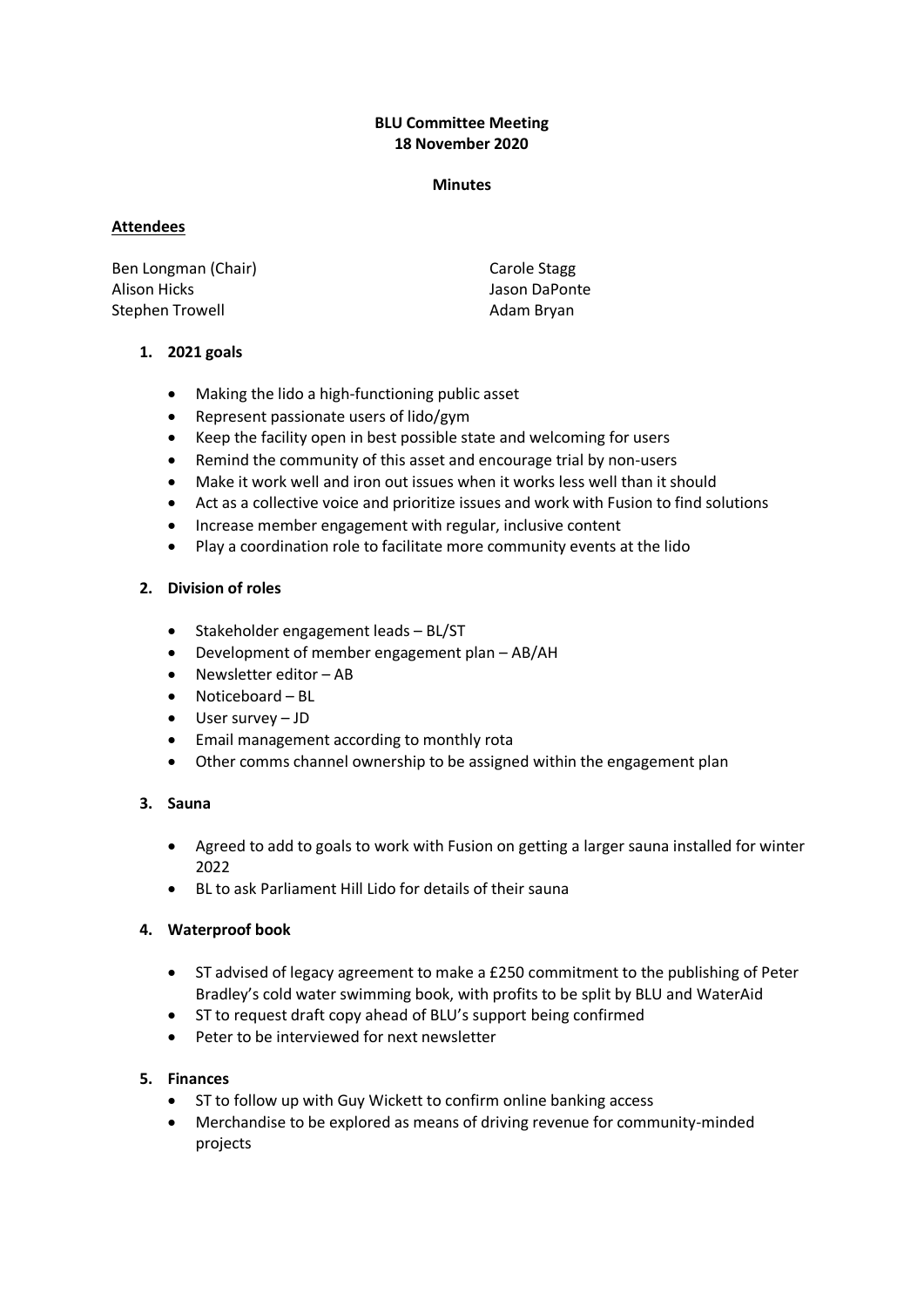**BLU Committee Meeting**
**18 November 2020**

**Minutes**

**Attendees**

Ben Longman (Chair)
Alison Hicks
Stephen Trowell
Carole Stagg
Jason DaPonte
Adam Bryan

1. **2021 goals**
   - Making the lido a high-functioning public asset
   - Represent passionate users of lido/gym
   - Keep the facility open in best possible state and welcoming for users
   - Remind the community of this asset and encourage trial by non-users
   - Make it work well and iron out issues when it works less well than it should
   - Act as a collective voice and prioritize issues and work with Fusion to find solutions
   - Increase member engagement with regular, inclusive content
   - Play a coordination role to facilitate more community events at the lido

2. **Division of roles**
   - Stakeholder engagement leads – BL/ST
   - Development of member engagement plan – AB/AH
   - Newsletter editor – AB
   - Noticeboard – BL
   - User survey – JD
   - Email management according to monthly rota
   - Other comms channel ownership to be assigned within the engagement plan

3. **Sauna**
   - Agreed to add to goals to work with Fusion on getting a larger sauna installed for winter 2022
   - BL to ask Parliament Hill Lido for details of their sauna

4. **Waterproof book**
   - ST advised of legacy agreement to make a £250 commitment to the publishing of Peter Bradley's cold water swimming book, with profits to be split by BLU and WaterAid
   - ST to request draft copy ahead of BLU's support being confirmed
   - Peter to be interviewed for next newsletter

5. **Finances**
   - ST to follow up with Guy Wickett to confirm online banking access
   - Merchandise to be explored as means of driving revenue for community-minded projects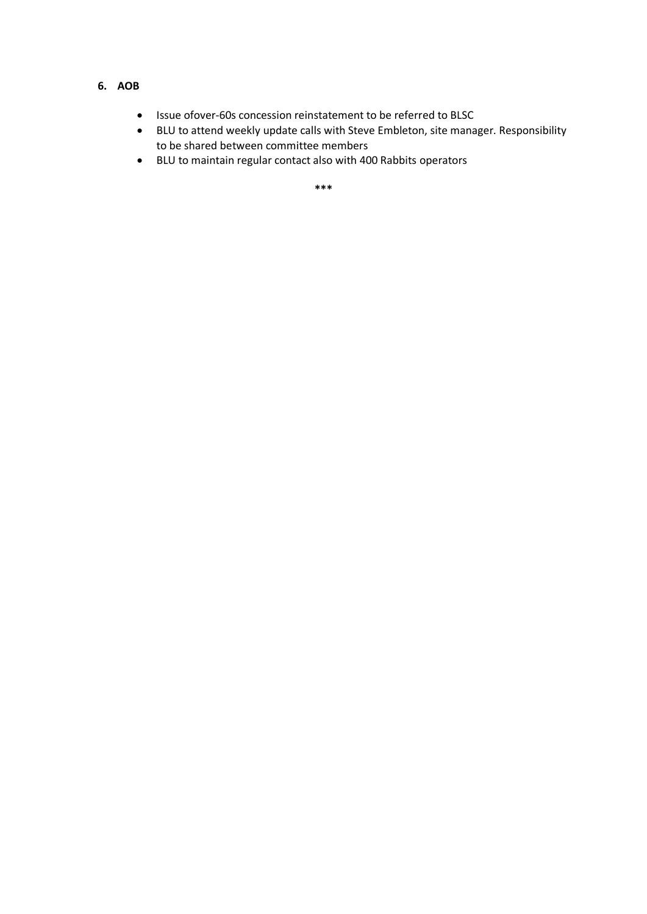## 6. AOB

- Issue ofover-60s concession reinstatement to be referred to BLSC
- BLU to attend weekly update calls with Steve Embleton, site manager. Responsibility to be shared between committee members
- BLU to maintain regular contact also with 400 Rabbits operators

***